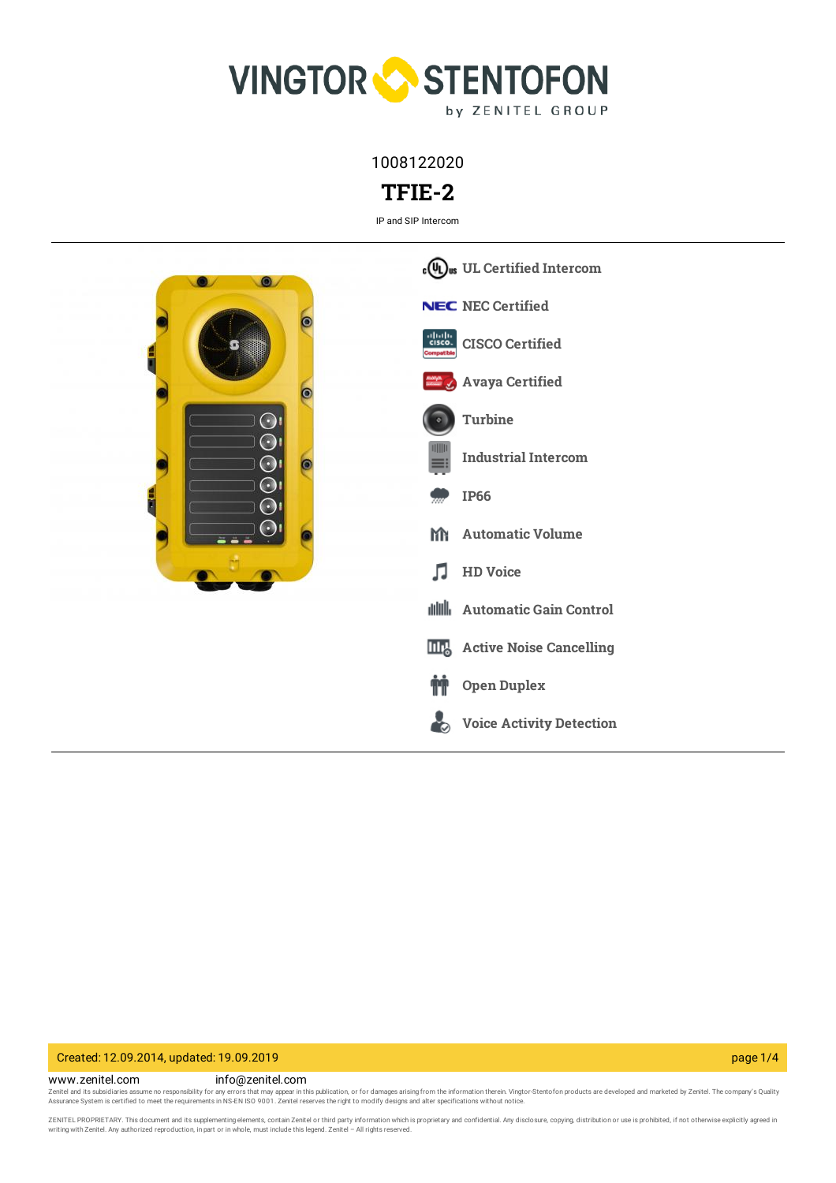1008122020

# TFIE-2

IP and SIP Intercom

- UL Certified Intercom
- NEC Certified
- CISCO Certified
- Avaya Certified
- Turbine
- Industrial Intercom
- IP66
- Automatic Volume
- HD Voice
- Automatic Gain Control
- Active Noise Cancelling
- Open Duplex
- Voice Activity Detection

Created: 12.09.2014, updated: 19.09.2019

www.zenitel.com info@zenitel.com

Zenitel and its subsidiaries assume no responsibility for any errors that may appear in this publication, or for damages arising from the information therein. Vingtor-Stentofon products are developed and marketed by Zenitel. The company's Quality Assurance System is certified to meet the requirements in NS-EN ISO 9001. Zenitel reserves the right to modify designs and alter specifications without notice.

ZENITEL PROPRIETARY. This document and its supplementing elements, contain Zenitel or third party information which is proprietary and confidential. Any disclosure, copying, distribution or use is prohibited, if not otherwise explicitly agreed in writing with Zenitel. Any authorized reproduction, in part or in whole, must include this legend. Zenitel – All rights reserved.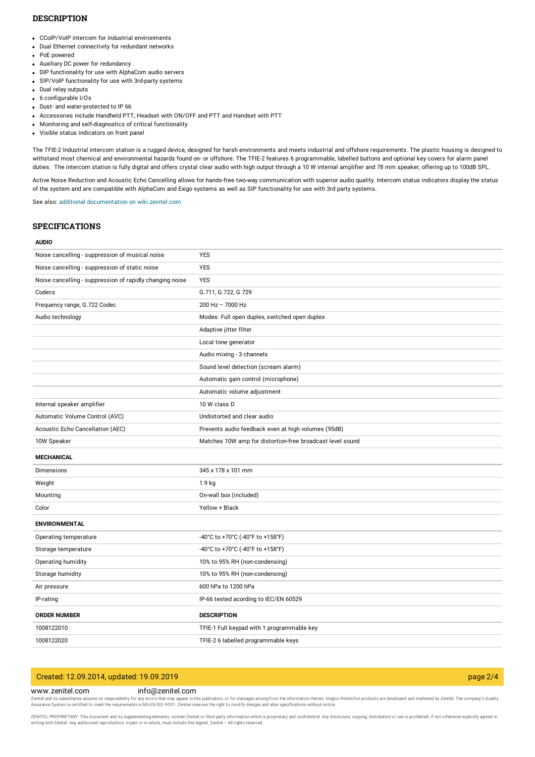## DESCRIPTION

- CCoIP/VoIP intercom for industrial environments
- Dual Ethernet connectivity for redundant networks
- PoE powered
- Auxiliary DC power for redundancy
- DIP functionality for use with AlphaCom audio servers
- SIP/VoIP functionality for use with 3rd-party systems
- Dual relay outputs
- 6 configurable I/Os
- Dust- and water-protected to IP 66
- Accessories include Handheld PTT, Headset with ON/OFF and PTT and Handset with PTT
- Monitoring and self-diagnostics of critical functionality
- Visible status indicators on front panel

The TFIE-2 Industrial intercom station is a rugged device, designed for harsh environments and meets industrial and offshore requirements. The plastic housing is designed to withstand most chemical and environmental hazards found on- or offshore. The TFIE-2 features 6 programmable, labelled buttons and optional key covers for alarm panel duties. The intercom station is fully digital and offers crystal clear audio with high output through a 10 W internal amplifier and 78 mm speaker, offering up to 100dB SPL.

Active Noise Reduction and Acoustic Echo Cancelling allows for hands-free two-way communication with superior audio quality. Intercom status indicators display the status of the system and are compatible with AlphaCom and Exigo systems as well as SIP functionality for use with 3rd party systems.

See also: additional documentation on wiki.zenitel.com

## SPECIFICATIONS

| AUDIO | |
|---|---|
| Noise cancelling - suppression of musical noise | YES |
| Noise cancelling - suppression of static noise | YES |
| Noise cancelling - suppression of rapidly changing noise | YES |
| Codecs | G.711, G.722, G.729 |
| Frequency range, G.722 Codec | 200 Hz – 7000 Hz |
| Audio technology | Modes: Full open duplex, switched open duplex |
| | Adaptive jitter filter |
| | Local tone generator |
| | Audio mixing - 3 channels |
| | Sound level detection (scream alarm) |
| | Automatic gain control (microphone) |
| | Automatic volume adjustment |
| Internal speaker amplifier | 10 W class D |
| Automatic Volume Control (AVC) | Undistorted and clear audio |
| Acoustic Echo Cancellation (AEC) | Prevents audio feedback even at high volumes (95dB) |
| 10W Speaker | Matches 10W amp for distortion-free broadcast level sound |

| MECHANICAL | |
|---|---|
| Dimensions | 345 x 178 x 101 mm |
| Weight | 1.9 kg |
| Mounting | On-wall box (included) |
| Color | Yellow + Black |

| ENVIRONMENTAL | |
|---|---|
| Operating temperature | -40°C to +70°C (-40°F to +158°F) |
| Storage temperature | -40°C to +70°C (-40°F to +158°F) |
| Operating humidity | 10% to 95% RH (non-condensing) |
| Storage humidity | 10% to 95% RH (non-condensing) |
| Air pressure | 600 hPa to 1200 hPa |
| IP-rating | IP-66 tested acording to IEC/EN 60529 |

| ORDER NUMBER | DESCRIPTION |
|---|---|
| 1008122010 | TFIE-1 Full keypad with 1 programmable key |
| 1008122020 | TFIE-2 6 labelled programmable keys |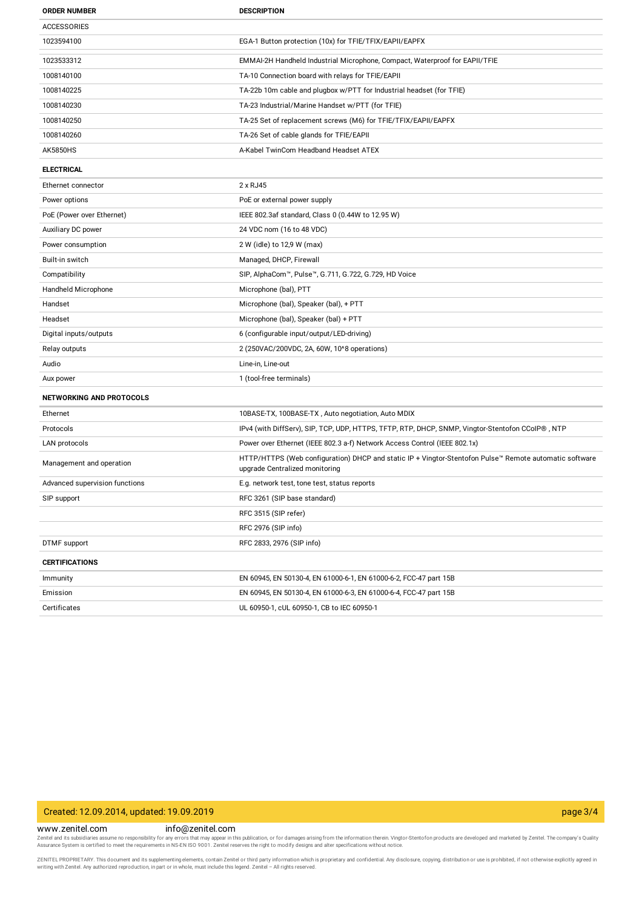| ORDER NUMBER | DESCRIPTION |
| --- | --- |
| ACCESSORIES | |
| 1023594100 | EGA-1 Button protection (10x) for TFIE/TFIX/EAPII/EAPFX |
| 1023533312 | EMMAI-2H Handheld Industrial Microphone, Compact, Waterproof for EAPII/TFIE |
| 1008140100 | TA-10 Connection board with relays for TFIE/EAPII |
| 1008140225 | TA-22b 10m cable and plugbox w/PTT for Industrial headset (for TFIE) |
| 1008140230 | TA-23 Industrial/Marine Handset w/PTT (for TFIE) |
| 1008140250 | TA-25 Set of replacement screws (M6) for TFIE/TFIX/EAPII/EAPFX |
| 1008140260 | TA-26 Set of cable glands for TFIE/EAPII |
| AK5850HS | A-Kabel TwinCom Headband Headset ATEX |

**ELECTRICAL**

| | |
| --- | --- |
| Ethernet connector | 2 x RJ45 |
| Power options | PoE or external power supply |
| PoE (Power over Ethernet) | IEEE 802.3af standard, Class 0 (0.44W to 12.95 W) |
| Auxiliary DC power | 24 VDC nom (16 to 48 VDC) |
| Power consumption | 2 W (idle) to 12,9 W (max) |
| Built-in switch | Managed, DHCP, Firewall |
| Compatibility | SIP, AlphaCom™, Pulse™, G.711, G.722, G.729, HD Voice |
| Handheld Microphone | Microphone (bal), PTT |
| Handset | Microphone (bal), Speaker (bal), + PTT |
| Headset | Microphone (bal), Speaker (bal) + PTT |
| Digital inputs/outputs | 6 (configurable input/output/LED-driving) |
| Relay outputs | 2 (250VAC/200VDC, 2A, 60W, 10^8 operations) |
| Audio | Line-in, Line-out |
| Aux power | 1 (tool-free terminals) |

**NETWORKING AND PROTOCOLS**

| | |
| --- | --- |
| Ethernet | 10BASE-TX, 100BASE-TX , Auto negotiation, Auto MDIX |
| Protocols | IPv4 (with DiffServ), SIP, TCP, UDP, HTTPS, TFTP, RTP, DHCP, SNMP, Vingtor-Stentofon CCoIP® , NTP |
| LAN protocols | Power over Ethernet (IEEE 802.3 a-f) Network Access Control (IEEE 802.1x) |
| Management and operation | HTTP/HTTPS (Web configuration) DHCP and static IP + Vingtor-Stentofon Pulse™ Remote automatic software upgrade Centralized monitoring |
| Advanced supervision functions | E.g. network test, tone test, status reports |
| SIP support | RFC 3261 (SIP base standard) |
| | RFC 3515 (SIP refer) |
| | RFC 2976 (SIP info) |
| DTMF support | RFC 2833, 2976 (SIP info) |

**CERTIFICATIONS**

| | |
| --- | --- |
| Immunity | EN 60945, EN 50130-4, EN 61000-6-1, EN 61000-6-2, FCC-47 part 15B |
| Emission | EN 60945, EN 50130-4, EN 61000-6-3, EN 61000-6-4, FCC-47 part 15B |
| Certificates | UL 60950-1, cUL 60950-1, CB to IEC 60950-1 |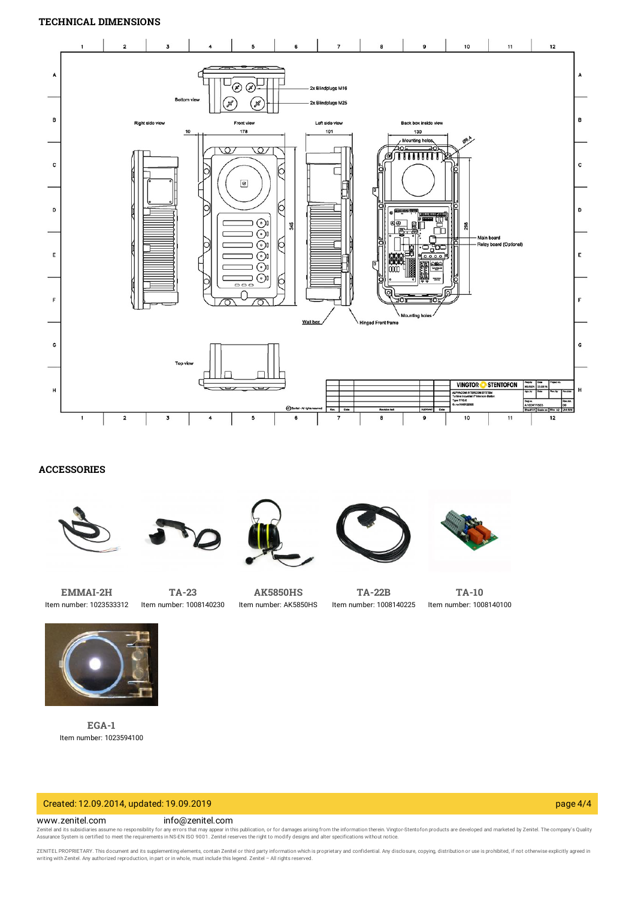## TECHNICAL DIMENSIONS

Bottom view
2x Blindplugs M16
2x Blindplugs M25
Right side view
Front view
Left side view
Back box inside view
10
178
101
130
Mounting holes
Ø6.4
345
268
Main board
Relay board (Optional)
Wall box
Hinged Front frame
Mounting holes
Top view

## ACCESSORIES

**EMMAI-2H**
Item number: 1023533312

**TA-23**
Item number: 1008140230

**AK5850HS**
Item number: AK5850HS

**TA-22B**
Item number: 1008140225

**TA-10**
Item number: 1008140100

**EGA-1**
Item number: 1023594100

Created: 12.09.2014, updated: 19.09.2019

www.zenitel.com info@zenitel.com

Zenitel and its subsidiaries assume no responsibility for any errors that may appear in this publication, or for damages arising from the information therein. Vingtor-Stentofon products are developed and marketed by Zenitel. The company's Quality Assurance System is certified to meet the requirements in NS-EN ISO 9001. Zenitel reserves the right to modify designs and alter specifications without notice.

ZENITEL PROPRIETARY. This document and its supplementing elements, contain Zenitel or third party information which is proprietary and confidential. Any disclosure, copying, distribution or use is prohibited, if not otherwise explicitly agreed in writing with Zenitel. Any authorized reproduction, in part or in whole, must include this legend. Zenitel – All rights reserved.